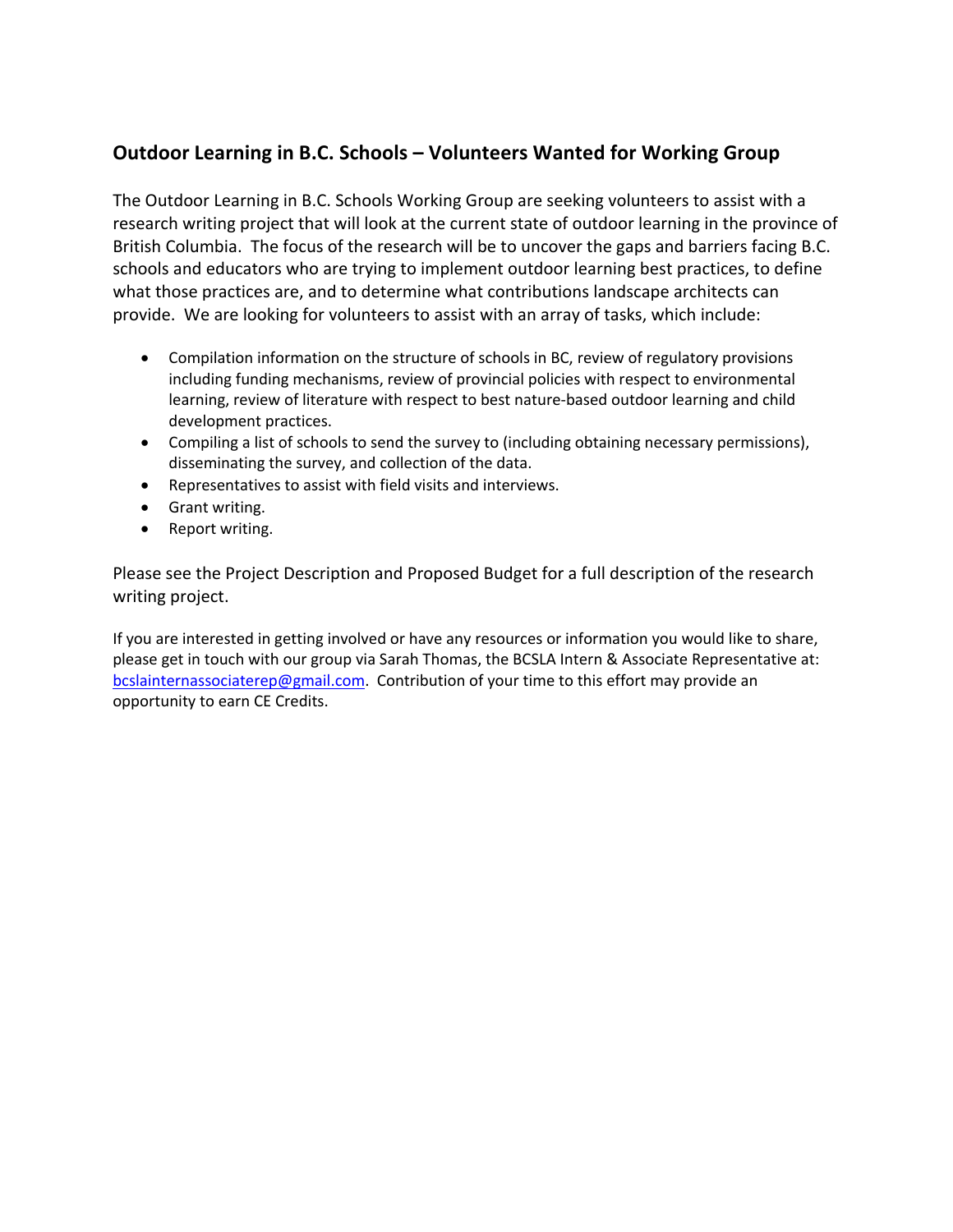## Outdoor Learning in B.C. Schools – Volunteers Wanted for Working Group

The Outdoor Learning in B.C. Schools Working Group are seeking volunteers to assist with a research writing project that will look at the current state of outdoor learning in the province of British Columbia. The focus of the research will be to uncover the gaps and barriers facing B.C. schools and educators who are trying to implement outdoor learning best practices, to define what those practices are, and to determine what contributions landscape architects can provide. We are looking for volunteers to assist with an array of tasks, which include:

- Compilation information on the structure of schools in BC, review of regulatory provisions including funding mechanisms, review of provincial policies with respect to environmental learning, review of literature with respect to best nature-based outdoor learning and child development practices.
- Compiling a list of schools to send the survey to (including obtaining necessary permissions), disseminating the survey, and collection of the data.
- Representatives to assist with field visits and interviews.
- Grant writing.
- Report writing.

Please see the Project Description and Proposed Budget for a full description of the research writing project.

If you are interested in getting involved or have any resources or information you would like to share, please get in touch with our group via Sarah Thomas, the BCSLA Intern & Associate Representative at: bcslainternassociaterep@gmail.com. Contribution of your time to this effort may provide an opportunity to earn CE Credits.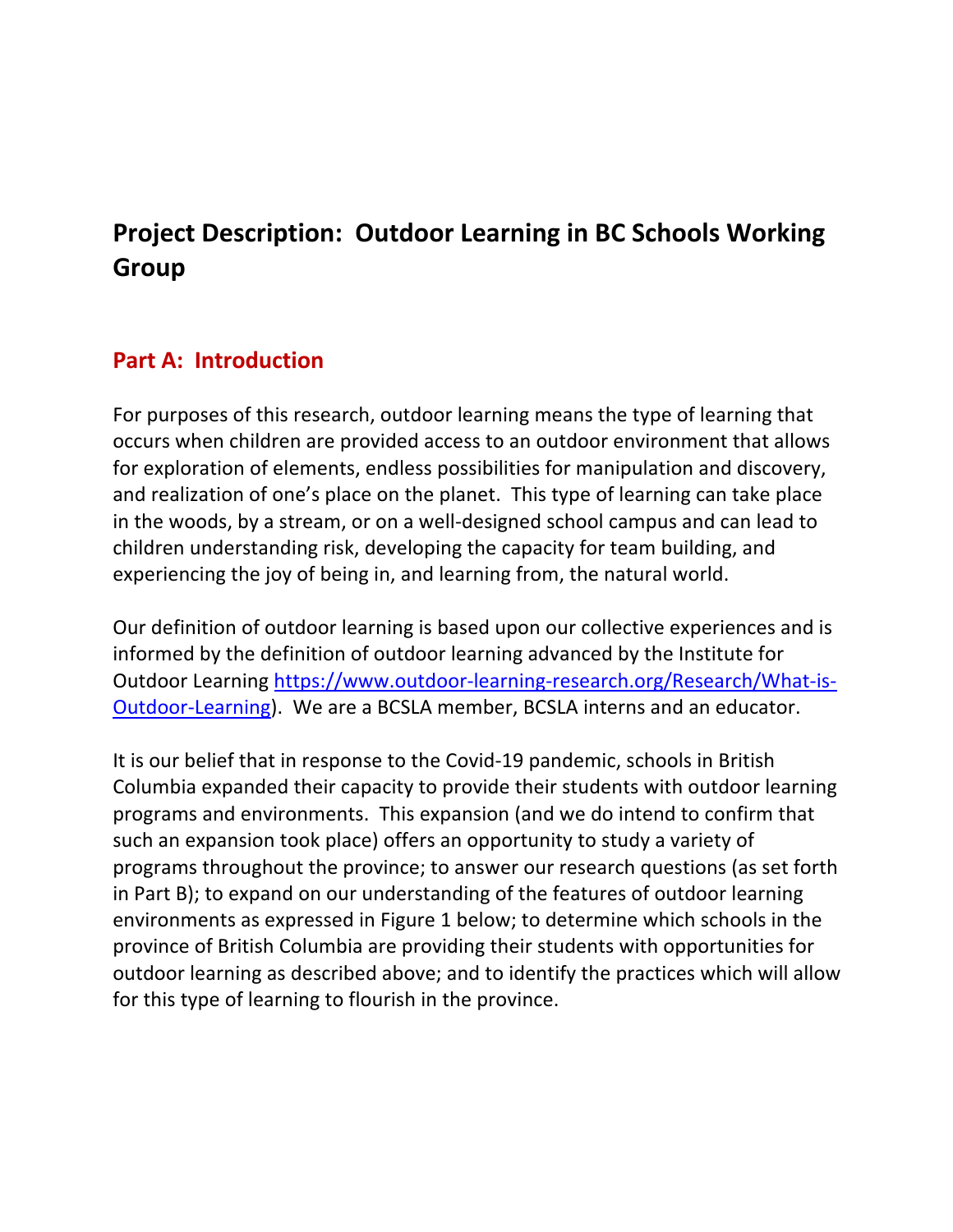# Project Description: Outdoor Learning in BC Schools Working Group

## Part A: Introduction

For purposes of this research, outdoor learning means the type of learning that occurs when children are provided access to an outdoor environment that allows for exploration of elements, endless possibilities for manipulation and discovery, and realization of one's place on the planet. This type of learning can take place in the woods, by a stream, or on a well-designed school campus and can lead to children understanding risk, developing the capacity for team building, and experiencing the joy of being in, and learning from, the natural world.

Our definition of outdoor learning is based upon our collective experiences and is informed by the definition of outdoor learning advanced by the Institute for Outdoor Learning [https://www.outdoor-learning-research.org/Research/What-is-Outdoor-Learning](https://www.outdoor-learning-research.org/Research/What-is-Outdoor-Learning)). We are a BCSLA member, BCSLA interns and an educator.

It is our belief that in response to the Covid-19 pandemic, schools in British Columbia expanded their capacity to provide their students with outdoor learning programs and environments. This expansion (and we do intend to confirm that such an expansion took place) offers an opportunity to study a variety of programs throughout the province; to answer our research questions (as set forth in Part B); to expand on our understanding of the features of outdoor learning environments as expressed in Figure 1 below; to determine which schools in the province of British Columbia are providing their students with opportunities for outdoor learning as described above; and to identify the practices which will allow for this type of learning to flourish in the province.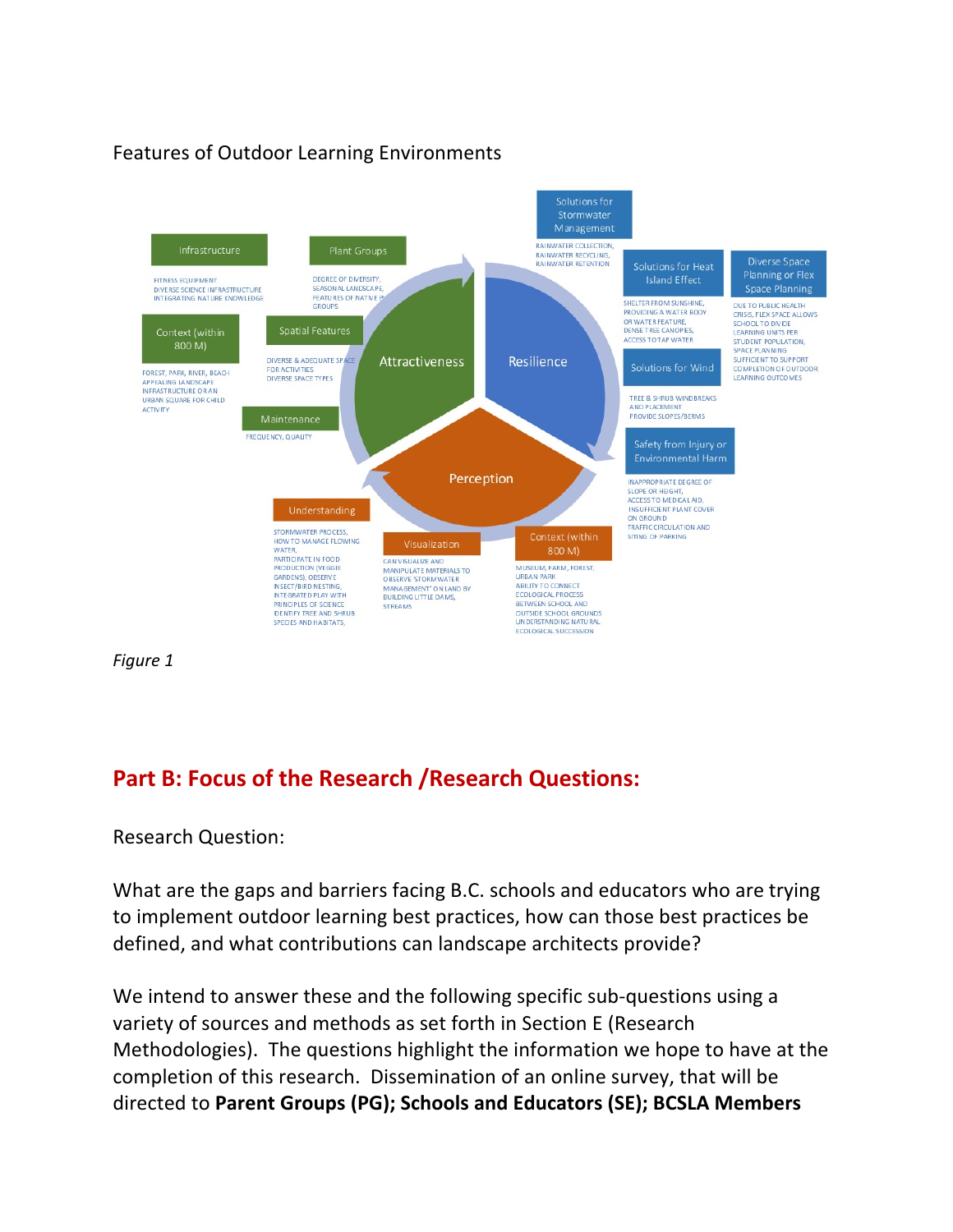Features of Outdoor Learning Environments

Attractiveness

Infrastructure
FITNESS EQUIPMENT
DIVERSE SCIENCE INFRASTRUCTURE
INTEGRATING NATURE KNOWLEDGE

Plant Groups
DEGREE OF DIVERSITY,
SEASONAL LANDSCAPE,
FEATURES OF NATIVE PLANT GROUPS

Context (within 800 M)
FOREST, PARK, RIVER, BEACH
APPEALING LANDSCAPE
INFRASTRUCTURE OR AN URBAN SQUARE FOR CHILD ACTIVITY

Spatial Features
DIVERSE & ADEQUATE SPACE FOR ACTIVITIES
DIVERSE SPACE TYPES

Maintenance
FREQUENCY, QUALITY

Resilience

Solutions for Stormwater Management
RAINWATER COLLECTION,
RAINWATER RECYCLING,
RAINWATER RETENTION

Solutions for Heat Island Effect
SHELTER FROM SUNSHINE,
PROVIDING A WATER BODY OR WATER FEATURE,
DENSE TREE CANOPIES,
ACCESS TO TAP WATER

Diverse Space Planning or Flex Space Planning
DUE TO PUBLIC HEALTH CRISIS, FLEX SPACE ALLOWS SCHOOL TO DIVIDE LEARNING UNITS PER STUDENT POPULATION,
SPACE PLANNING SUFFICIENT TO SUPPORT COMPLETION OF OUTDOOR LEARNING OUTCOMES

Solutions for Wind
TREE & SHRUB WINDBREAKS AND PLACEMENT
PROVIDE SLOPES/BERMS

Safety from Injury or Environmental Harm
INAPPROPRIATE DEGREE OF SLOPE OR HEIGHT,
ACCESS TO MEDICAL AID,
INSUFFICIENT PLANT COVER ON GROUND
TRAFFIC CIRCULATION AND SITING OF PARKING

Perception

Understanding
STORMWATER PROCESS,
HOW TO MANAGE FLOWING WATER,
PARTICIPATE IN FOOD PRODUCTION (VEGGIE GARDENS), OBSERVE INSECT/BIRD NESTING,
INTEGRATED PLAY WITH PRINCIPLES OF SCIENCE
IDENTIFY TREE AND SHRUB SPECIES AND HABITATS,

Visualization
CAN VISUALIZE AND MANIPULATE MATERIALS TO OBSERVE 'STORMWATER MANAGEMENT' ON LAND BY BUILDING LITTLE DAMS, STREAMS

Context (within 800 M)
MUSEUM, FARM, FOREST, URBAN PARK
ABILITY TO CONNECT ECOLOGICAL PROCESS BETWEEN SCHOOL AND OUTSIDE SCHOOL GROUNDS
UNDERSTANDING NATURAL ECOLOGICAL SUCCESSION

*Figure 1*

## Part B: Focus of the Research /Research Questions:

Research Question:

What are the gaps and barriers facing B.C. schools and educators who are trying to implement outdoor learning best practices, how can those best practices be defined, and what contributions can landscape architects provide?

We intend to answer these and the following specific sub-questions using a variety of sources and methods as set forth in Section E (Research Methodologies). The questions highlight the information we hope to have at the completion of this research. Dissemination of an online survey, that will be directed to **Parent Groups (PG); Schools and Educators (SE); BCSLA Members**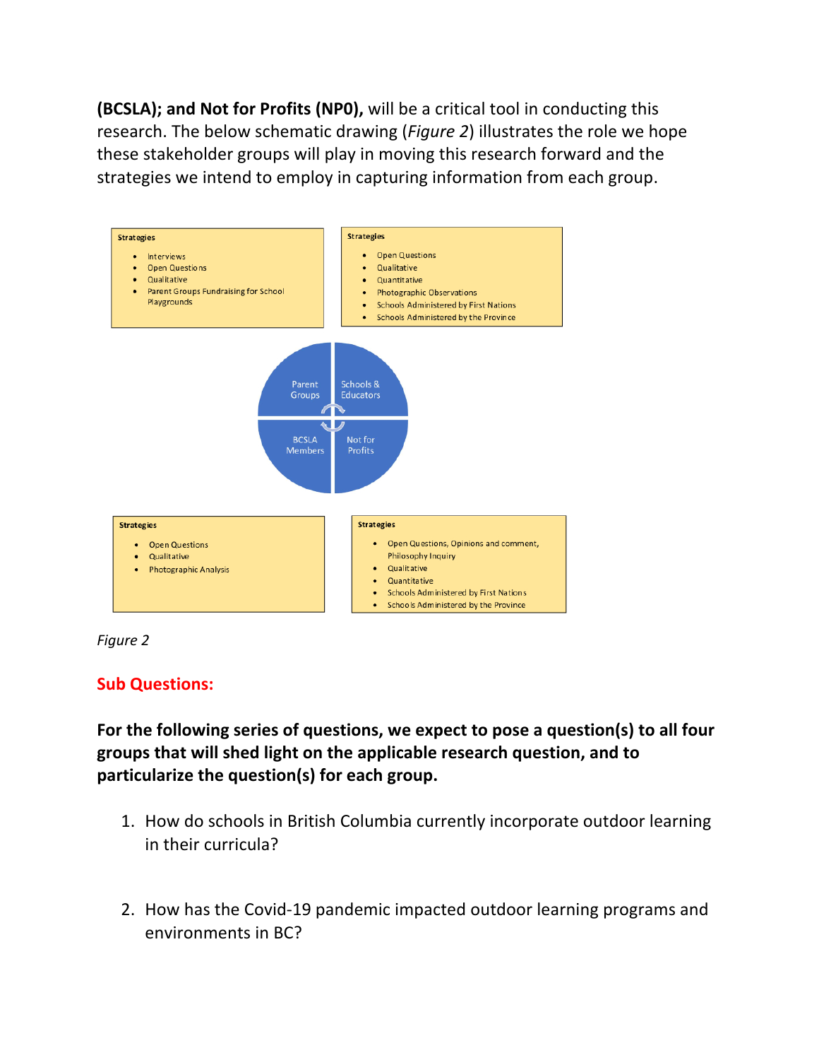**(BCSLA); and Not for Profits (NP0),** will be a critical tool in conducting this research. The below schematic drawing (*Figure 2*) illustrates the role we hope these stakeholder groups will play in moving this research forward and the strategies we intend to employ in capturing information from each group.

**Strategies**

- Interviews
- Open Questions
- Qualitative
- Parent Groups Fundraising for School Playgrounds

**Strategies**

- Open Questions
- Qualitative
- Quantitative
- Photographic Observations
- Schools Administered by First Nations
- Schools Administered by the Province

Parent Groups | Schools & Educators | BCSLA Members | Not for Profits

**Strategies**

- Open Questions
- Qualitative
- Photographic Analysis

**Strategies**

- Open Questions, Opinions and comment, Philosophy Inquiry
- Qualitative
- Quantitative
- Schools Administered by First Nations
- Schools Administered by the Province

*Figure 2*

## Sub Questions:

**For the following series of questions, we expect to pose a question(s) to all four groups that will shed light on the applicable research question, and to particularize the question(s) for each group.**

1. How do schools in British Columbia currently incorporate outdoor learning in their curricula?

2. How has the Covid-19 pandemic impacted outdoor learning programs and environments in BC?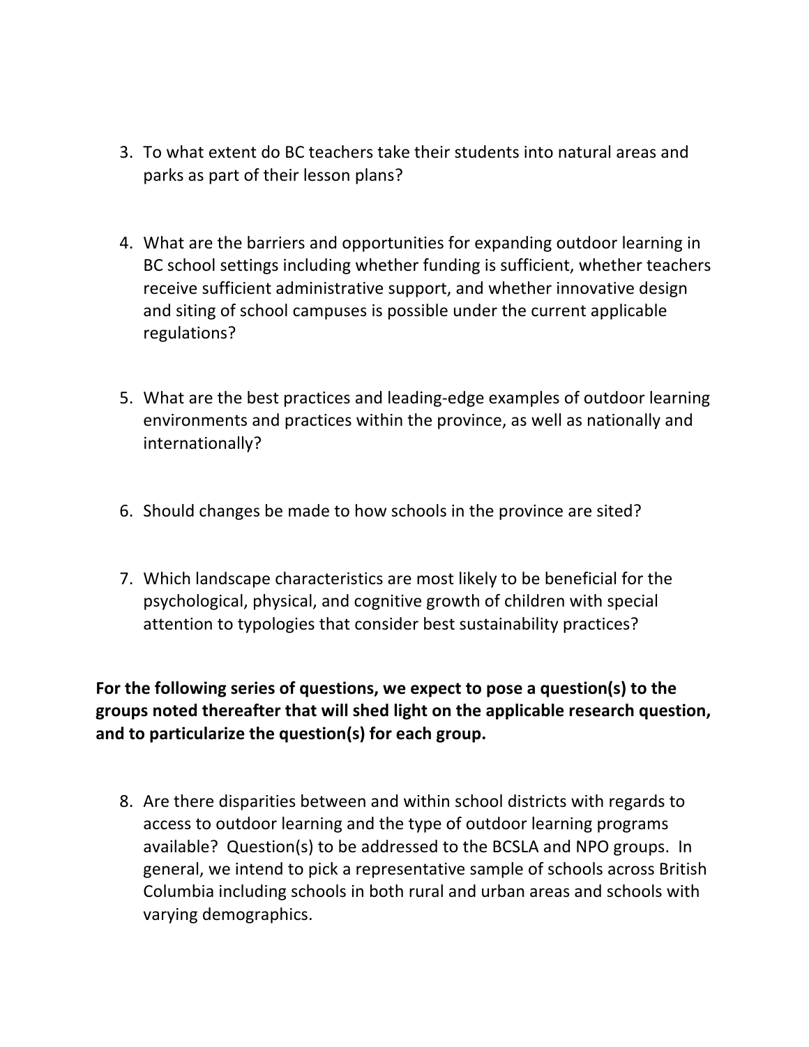3. To what extent do BC teachers take their students into natural areas and parks as part of their lesson plans?

4. What are the barriers and opportunities for expanding outdoor learning in BC school settings including whether funding is sufficient, whether teachers receive sufficient administrative support, and whether innovative design and siting of school campuses is possible under the current applicable regulations?

5. What are the best practices and leading-edge examples of outdoor learning environments and practices within the province, as well as nationally and internationally?

6. Should changes be made to how schools in the province are sited?

7. Which landscape characteristics are most likely to be beneficial for the psychological, physical, and cognitive growth of children with special attention to typologies that consider best sustainability practices?

**For the following series of questions, we expect to pose a question(s) to the groups noted thereafter that will shed light on the applicable research question, and to particularize the question(s) for each group.**

8. Are there disparities between and within school districts with regards to access to outdoor learning and the type of outdoor learning programs available? Question(s) to be addressed to the BCSLA and NPO groups. In general, we intend to pick a representative sample of schools across British Columbia including schools in both rural and urban areas and schools with varying demographics.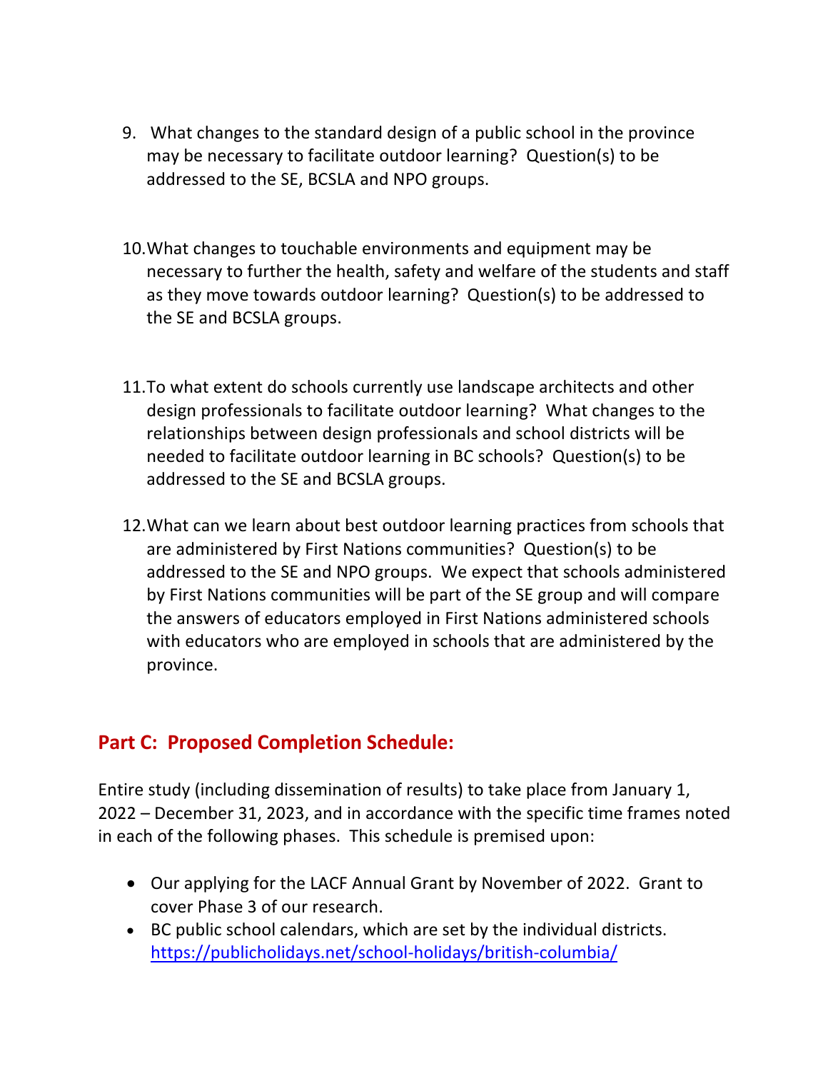9. What changes to the standard design of a public school in the province may be necessary to facilitate outdoor learning? Question(s) to be addressed to the SE, BCSLA and NPO groups.

10. What changes to touchable environments and equipment may be necessary to further the health, safety and welfare of the students and staff as they move towards outdoor learning? Question(s) to be addressed to the SE and BCSLA groups.

11. To what extent do schools currently use landscape architects and other design professionals to facilitate outdoor learning? What changes to the relationships between design professionals and school districts will be needed to facilitate outdoor learning in BC schools? Question(s) to be addressed to the SE and BCSLA groups.

12. What can we learn about best outdoor learning practices from schools that are administered by First Nations communities? Question(s) to be addressed to the SE and NPO groups. We expect that schools administered by First Nations communities will be part of the SE group and will compare the answers of educators employed in First Nations administered schools with educators who are employed in schools that are administered by the province.

## Part C: Proposed Completion Schedule:

Entire study (including dissemination of results) to take place from January 1, 2022 – December 31, 2023, and in accordance with the specific time frames noted in each of the following phases. This schedule is premised upon:

- Our applying for the LACF Annual Grant by November of 2022. Grant to cover Phase 3 of our research.
- BC public school calendars, which are set by the individual districts. https://publicholidays.net/school-holidays/british-columbia/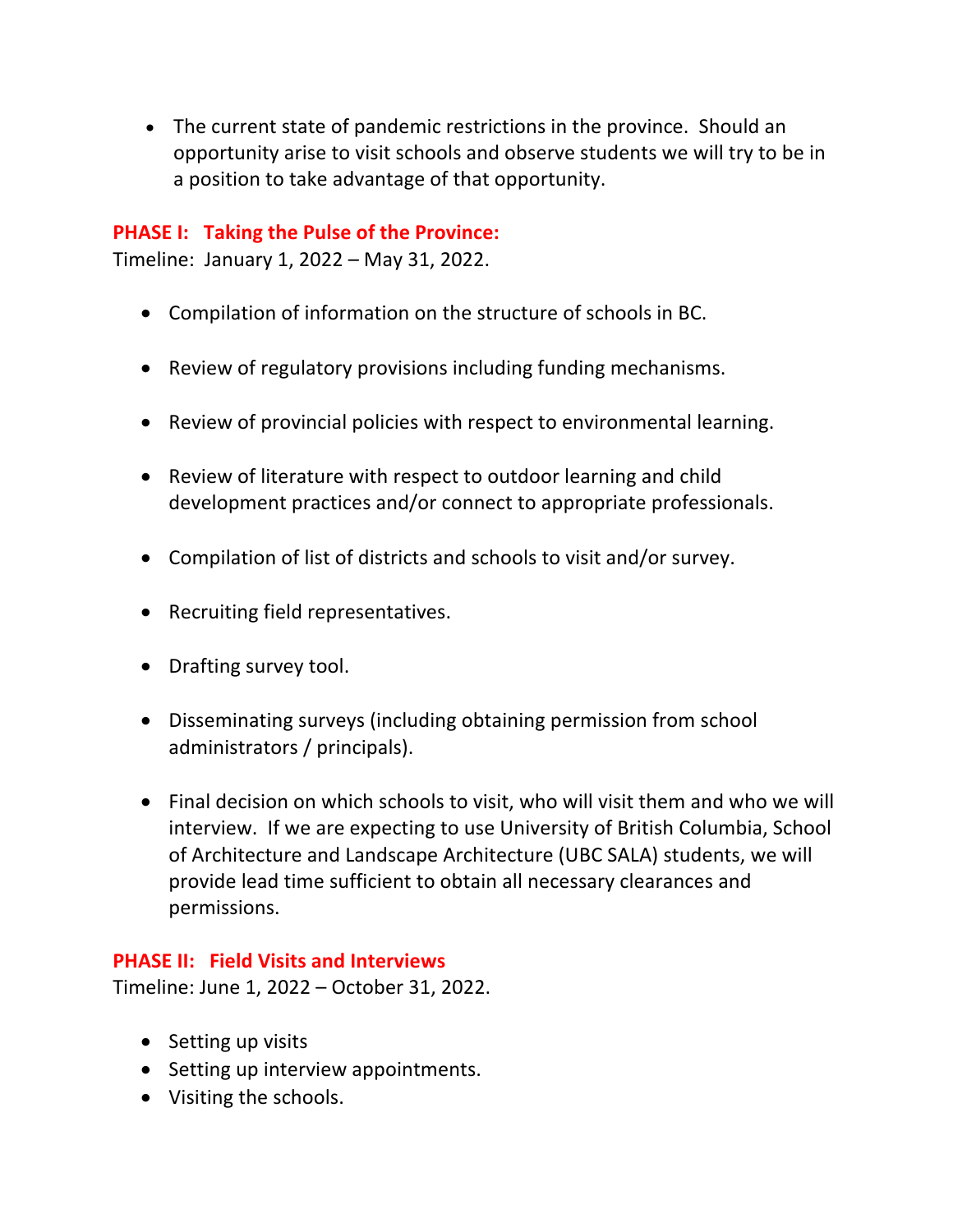- The current state of pandemic restrictions in the province. Should an opportunity arise to visit schools and observe students we will try to be in a position to take advantage of that opportunity.

### PHASE I: Taking the Pulse of the Province:

Timeline: January 1, 2022 – May 31, 2022.

- Compilation of information on the structure of schools in BC.
- Review of regulatory provisions including funding mechanisms.
- Review of provincial policies with respect to environmental learning.
- Review of literature with respect to outdoor learning and child development practices and/or connect to appropriate professionals.
- Compilation of list of districts and schools to visit and/or survey.
- Recruiting field representatives.
- Drafting survey tool.
- Disseminating surveys (including obtaining permission from school administrators / principals).
- Final decision on which schools to visit, who will visit them and who we will interview. If we are expecting to use University of British Columbia, School of Architecture and Landscape Architecture (UBC SALA) students, we will provide lead time sufficient to obtain all necessary clearances and permissions.

### PHASE II: Field Visits and Interviews

Timeline: June 1, 2022 – October 31, 2022.

- Setting up visits
- Setting up interview appointments.
- Visiting the schools.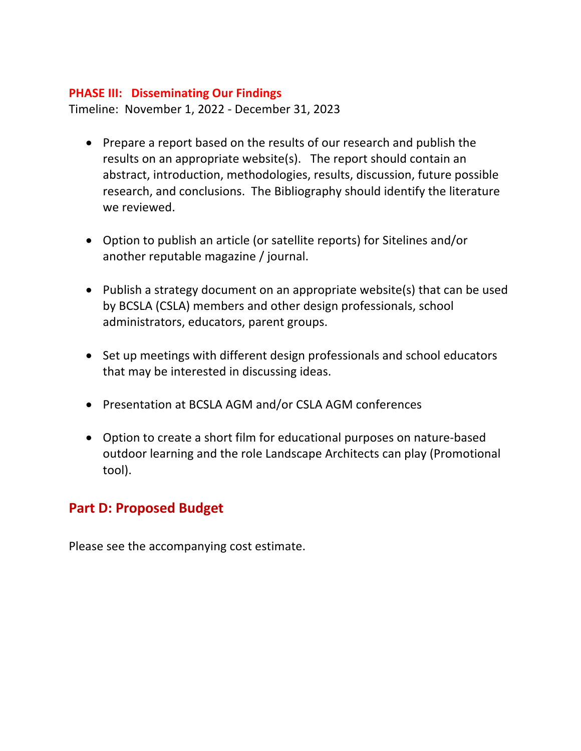### PHASE III: Disseminating Our Findings

Timeline: November 1, 2022 - December 31, 2023

- Prepare a report based on the results of our research and publish the results on an appropriate website(s). The report should contain an abstract, introduction, methodologies, results, discussion, future possible research, and conclusions. The Bibliography should identify the literature we reviewed.
- Option to publish an article (or satellite reports) for Sitelines and/or another reputable magazine / journal.
- Publish a strategy document on an appropriate website(s) that can be used by BCSLA (CSLA) members and other design professionals, school administrators, educators, parent groups.
- Set up meetings with different design professionals and school educators that may be interested in discussing ideas.
- Presentation at BCSLA AGM and/or CSLA AGM conferences
- Option to create a short film for educational purposes on nature-based outdoor learning and the role Landscape Architects can play (Promotional tool).

## Part D: Proposed Budget

Please see the accompanying cost estimate.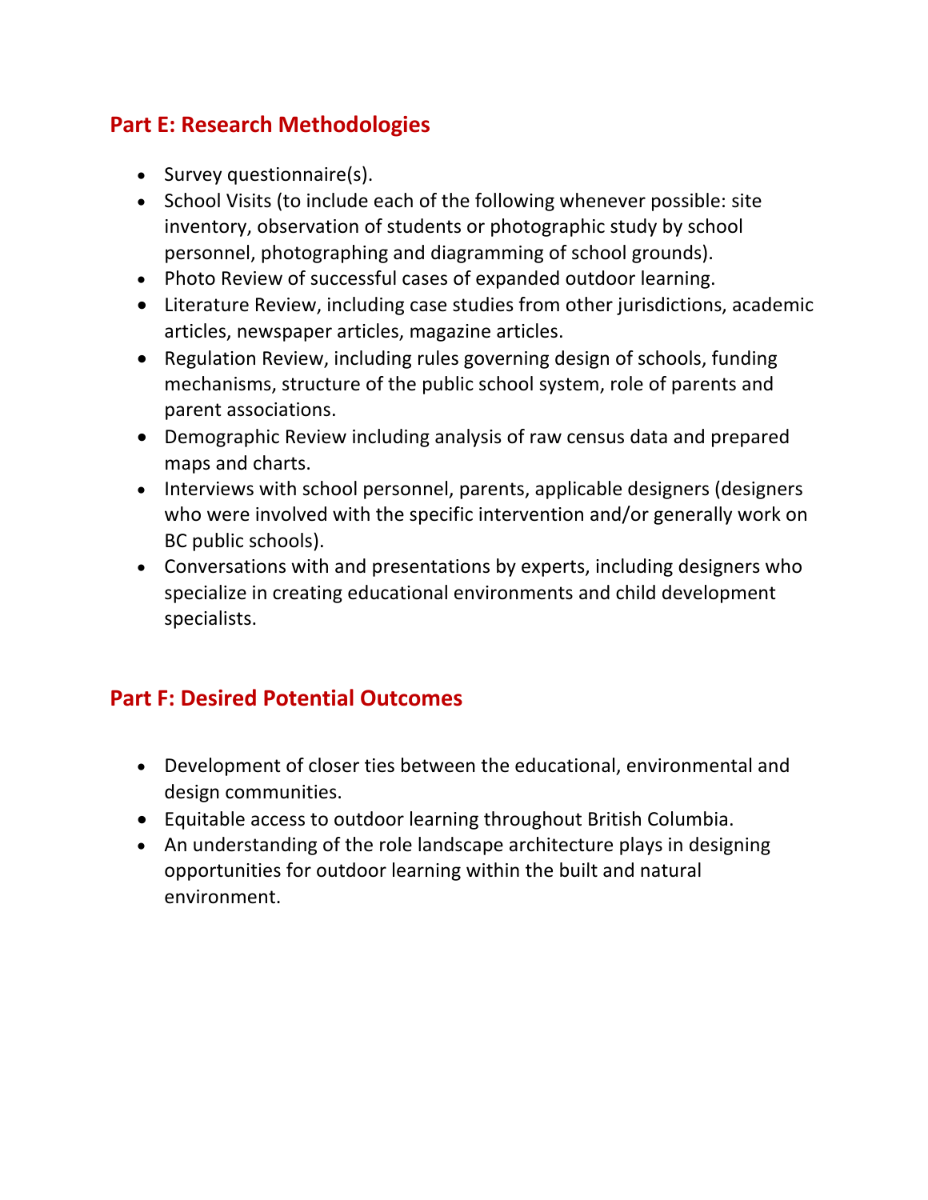## Part E: Research Methodologies

- Survey questionnaire(s).
- School Visits (to include each of the following whenever possible: site inventory, observation of students or photographic study by school personnel, photographing and diagramming of school grounds).
- Photo Review of successful cases of expanded outdoor learning.
- Literature Review, including case studies from other jurisdictions, academic articles, newspaper articles, magazine articles.
- Regulation Review, including rules governing design of schools, funding mechanisms, structure of the public school system, role of parents and parent associations.
- Demographic Review including analysis of raw census data and prepared maps and charts.
- Interviews with school personnel, parents, applicable designers (designers who were involved with the specific intervention and/or generally work on BC public schools).
- Conversations with and presentations by experts, including designers who specialize in creating educational environments and child development specialists.

## Part F: Desired Potential Outcomes

- Development of closer ties between the educational, environmental and design communities.
- Equitable access to outdoor learning throughout British Columbia.
- An understanding of the role landscape architecture plays in designing opportunities for outdoor learning within the built and natural environment.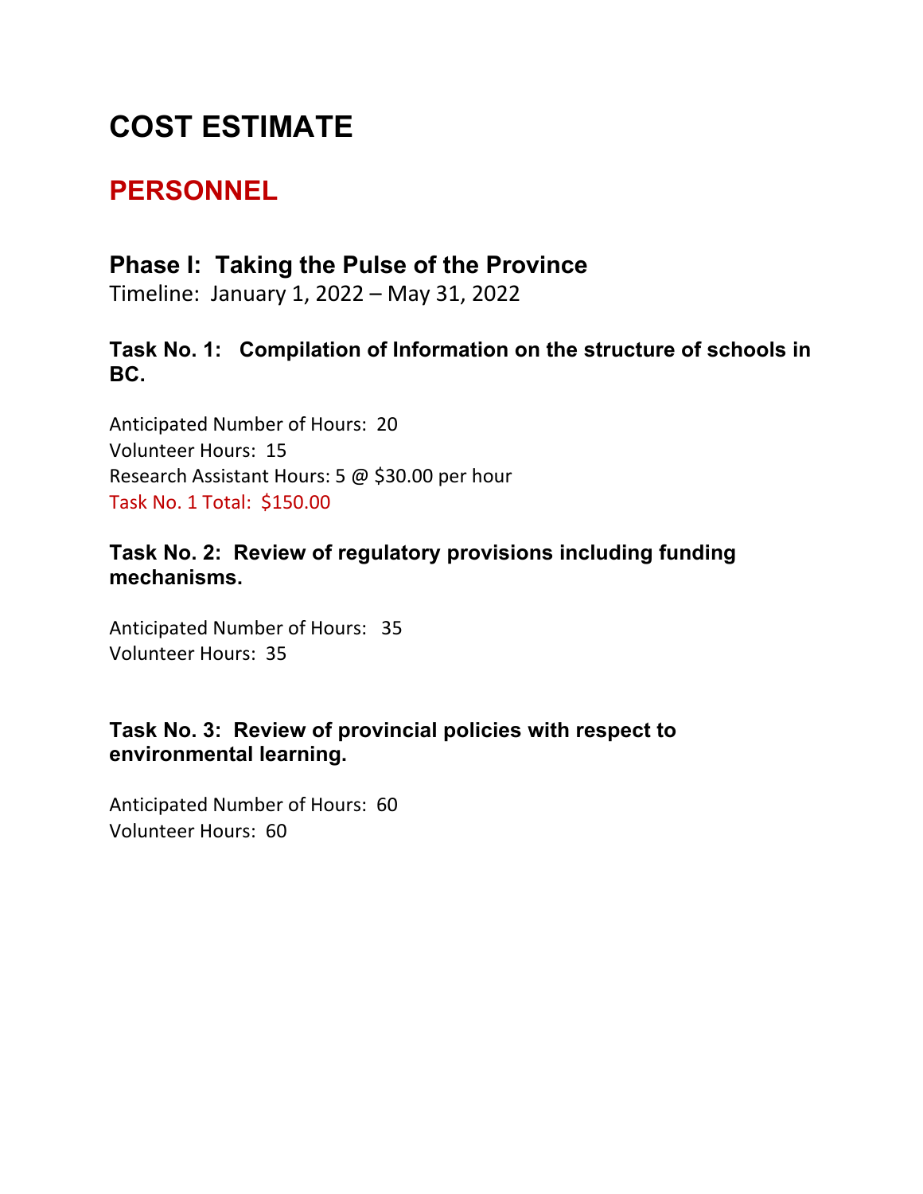# COST ESTIMATE

## PERSONNEL

### Phase I: Taking the Pulse of the Province

Timeline: January 1, 2022 – May 31, 2022

#### Task No. 1: Compilation of Information on the structure of schools in BC.

Anticipated Number of Hours: 20
Volunteer Hours: 15
Research Assistant Hours: 5 @ $30.00 per hour
Task No. 1 Total: $150.00

#### Task No. 2: Review of regulatory provisions including funding mechanisms.

Anticipated Number of Hours: 35
Volunteer Hours: 35

#### Task No. 3: Review of provincial policies with respect to environmental learning.

Anticipated Number of Hours: 60
Volunteer Hours: 60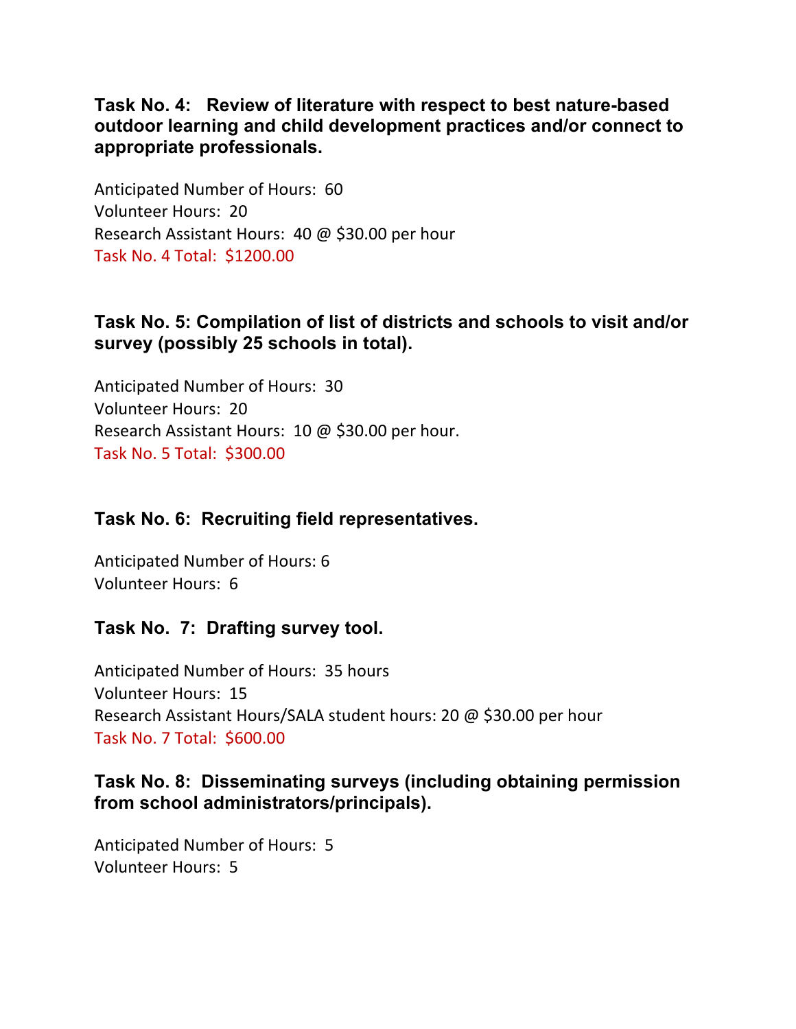### Task No. 4: Review of literature with respect to best nature-based outdoor learning and child development practices and/or connect to appropriate professionals.

Anticipated Number of Hours: 60
Volunteer Hours: 20
Research Assistant Hours: 40 @ $30.00 per hour
Task No. 4 Total: $1200.00

### Task No. 5: Compilation of list of districts and schools to visit and/or survey (possibly 25 schools in total).

Anticipated Number of Hours: 30
Volunteer Hours: 20
Research Assistant Hours: 10 @ $30.00 per hour.
Task No. 5 Total: $300.00

### Task No. 6: Recruiting field representatives.

Anticipated Number of Hours: 6
Volunteer Hours: 6

### Task No. 7: Drafting survey tool.

Anticipated Number of Hours: 35 hours
Volunteer Hours: 15
Research Assistant Hours/SALA student hours: 20 @ $30.00 per hour
Task No. 7 Total: $600.00

### Task No. 8: Disseminating surveys (including obtaining permission from school administrators/principals).

Anticipated Number of Hours: 5
Volunteer Hours: 5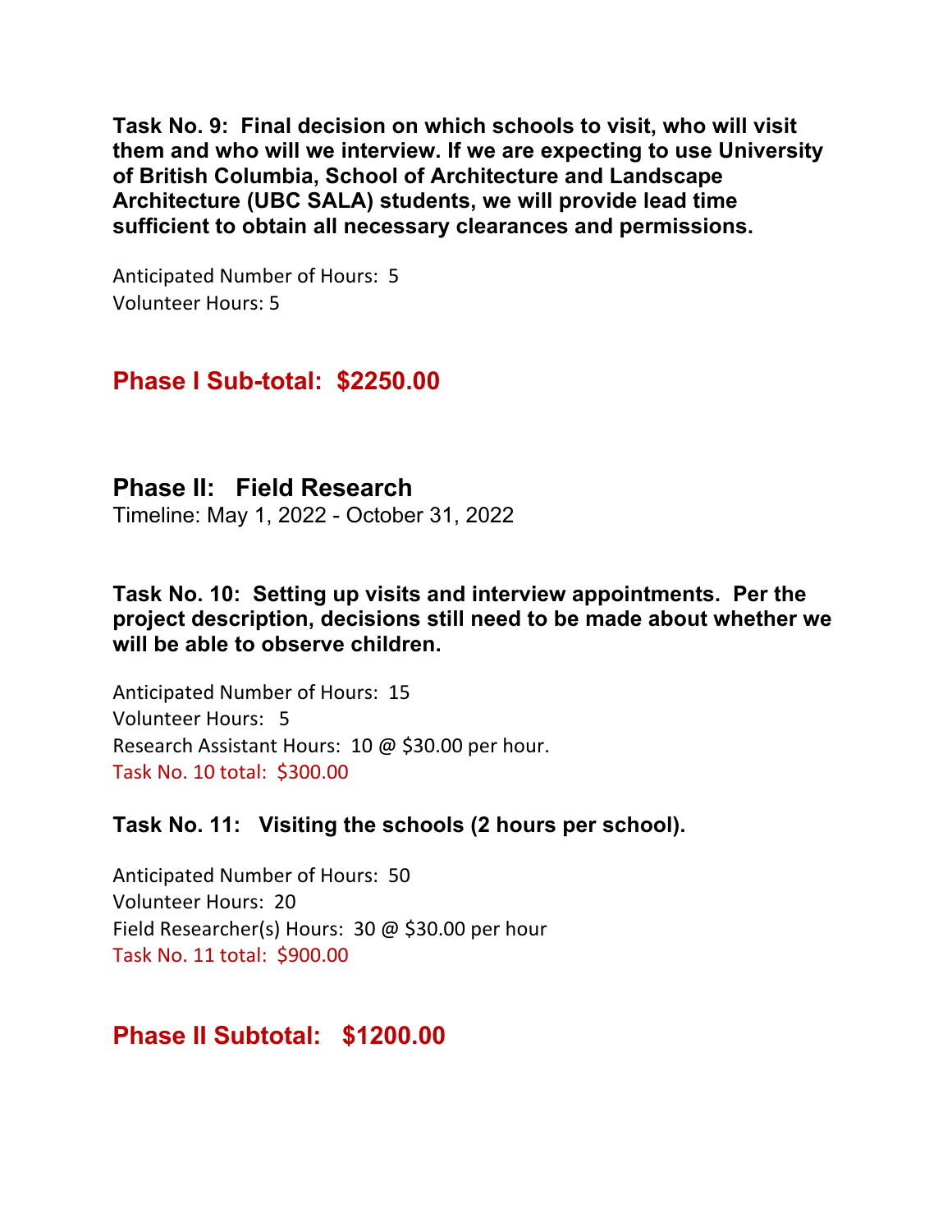**Task No. 9: Final decision on which schools to visit, who will visit them and who will we interview. If we are expecting to use University of British Columbia, School of Architecture and Landscape Architecture (UBC SALA) students, we will provide lead time sufficient to obtain all necessary clearances and permissions.**

Anticipated Number of Hours: 5
Volunteer Hours: 5

## Phase I Sub-total: $2250.00

## Phase II: Field Research

Timeline: May 1, 2022 - October 31, 2022

**Task No. 10: Setting up visits and interview appointments. Per the project description, decisions still need to be made about whether we will be able to observe children.**

Anticipated Number of Hours: 15
Volunteer Hours: 5
Research Assistant Hours: 10 @ $30.00 per hour.
Task No. 10 total: $300.00

**Task No. 11: Visiting the schools (2 hours per school).**

Anticipated Number of Hours: 50
Volunteer Hours: 20
Field Researcher(s) Hours: 30 @ $30.00 per hour
Task No. 11 total: $900.00

## Phase II Subtotal: $1200.00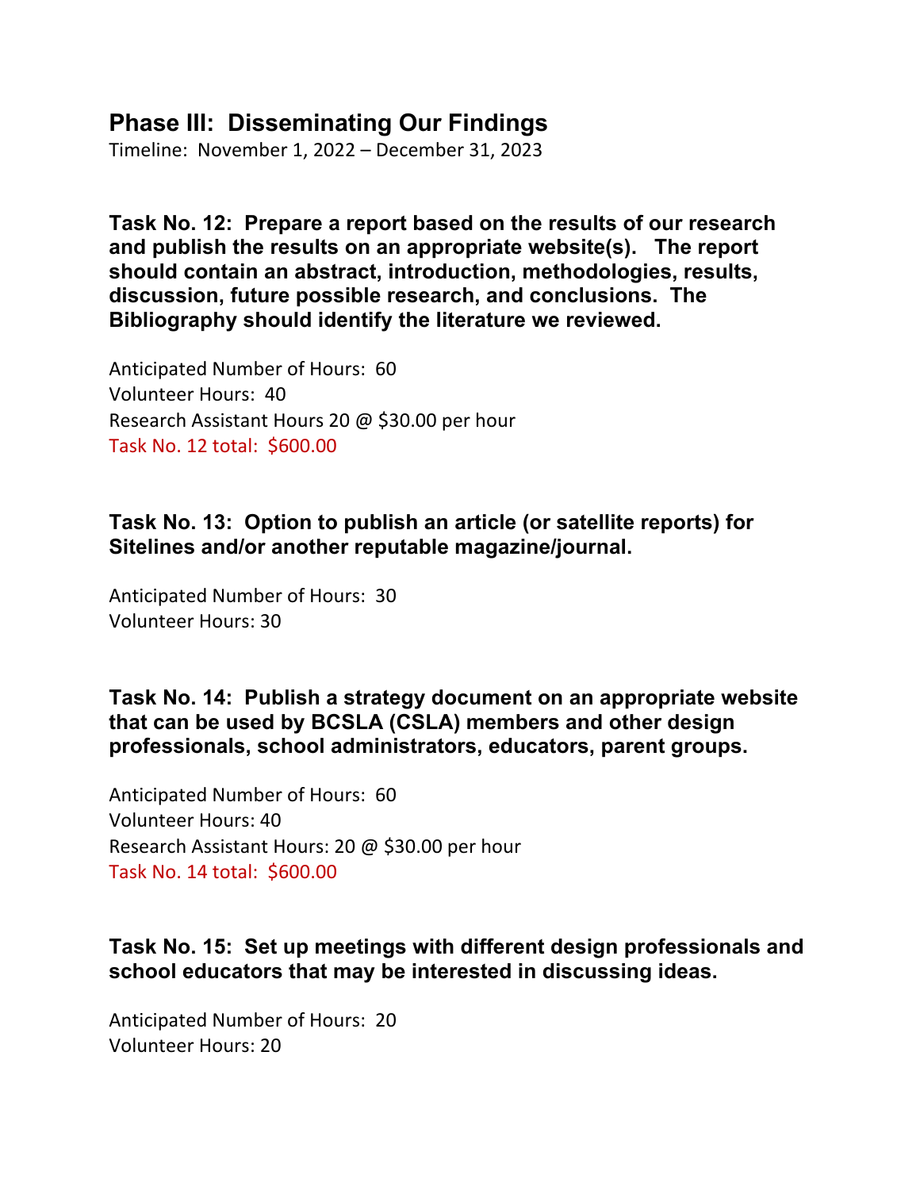## Phase III: Disseminating Our Findings

Timeline: November 1, 2022 – December 31, 2023

**Task No. 12: Prepare a report based on the results of our research and publish the results on an appropriate website(s). The report should contain an abstract, introduction, methodologies, results, discussion, future possible research, and conclusions. The Bibliography should identify the literature we reviewed.**

Anticipated Number of Hours: 60
Volunteer Hours: 40
Research Assistant Hours 20 @ $30.00 per hour
Task No. 12 total: $600.00

**Task No. 13: Option to publish an article (or satellite reports) for Sitelines and/or another reputable magazine/journal.**

Anticipated Number of Hours: 30
Volunteer Hours: 30

**Task No. 14: Publish a strategy document on an appropriate website that can be used by BCSLA (CSLA) members and other design professionals, school administrators, educators, parent groups.**

Anticipated Number of Hours: 60
Volunteer Hours: 40
Research Assistant Hours: 20 @ $30.00 per hour
Task No. 14 total: $600.00

**Task No. 15: Set up meetings with different design professionals and school educators that may be interested in discussing ideas.**

Anticipated Number of Hours: 20
Volunteer Hours: 20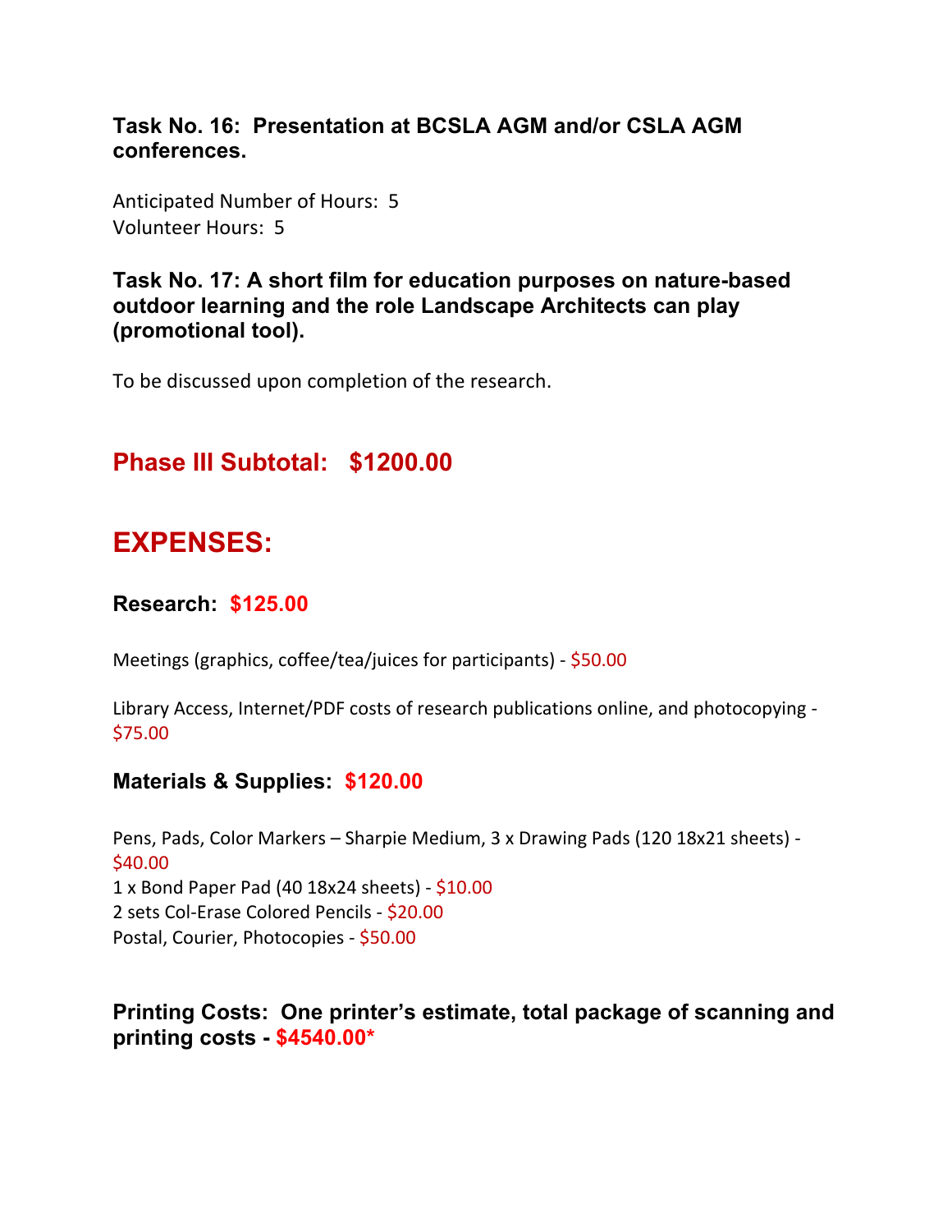### Task No. 16: Presentation at BCSLA AGM and/or CSLA AGM conferences.

Anticipated Number of Hours: 5
Volunteer Hours: 5

### Task No. 17: A short film for education purposes on nature-based outdoor learning and the role Landscape Architects can play (promotional tool).

To be discussed upon completion of the research.

## Phase III Subtotal: $1200.00

# EXPENSES:

### Research: $125.00

Meetings (graphics, coffee/tea/juices for participants) - $50.00

Library Access, Internet/PDF costs of research publications online, and photocopying - $75.00

### Materials & Supplies: $120.00

Pens, Pads, Color Markers – Sharpie Medium, 3 x Drawing Pads (120 18x21 sheets) - $40.00
1 x Bond Paper Pad (40 18x24 sheets) - $10.00
2 sets Col-Erase Colored Pencils - $20.00
Postal, Courier, Photocopies - $50.00

### Printing Costs: One printer's estimate, total package of scanning and printing costs - $4540.00*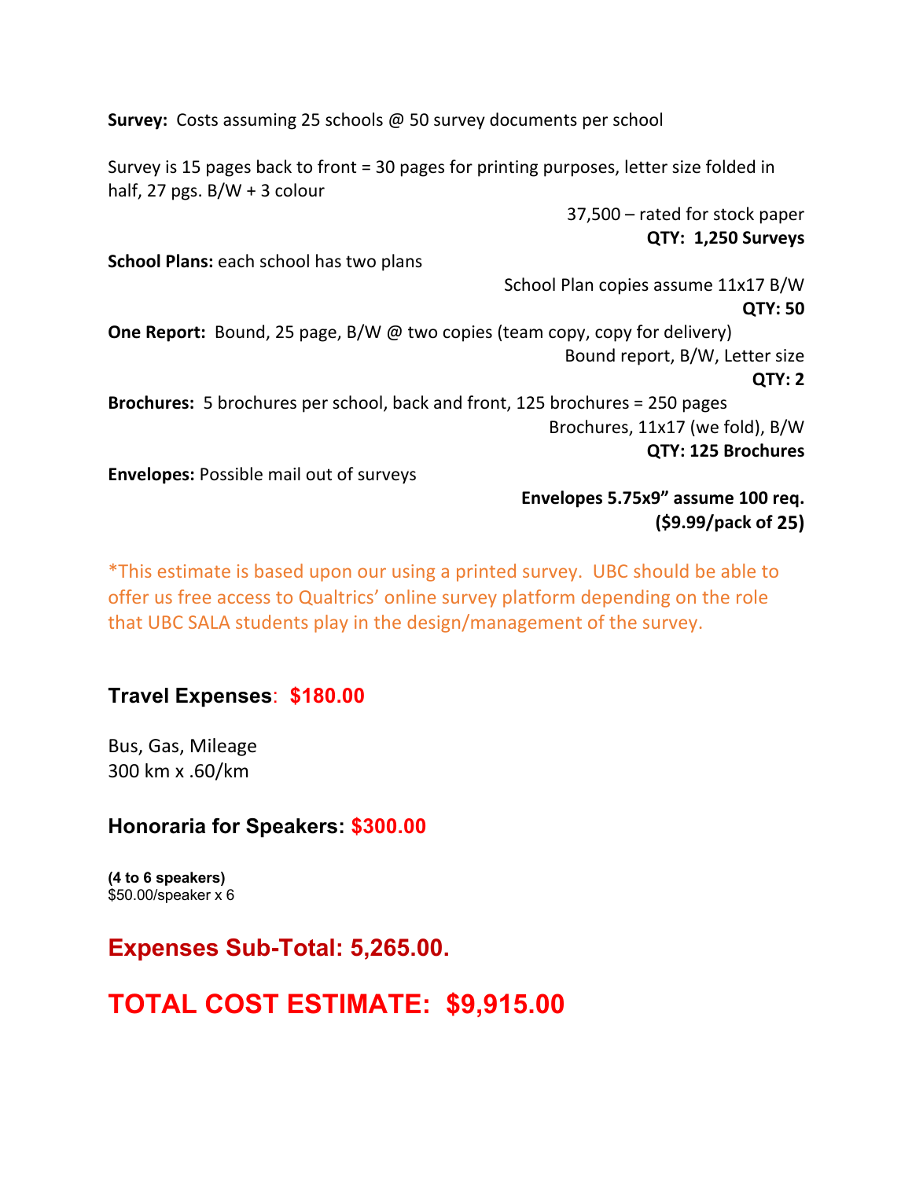**Survey:** Costs assuming 25 schools @ 50 survey documents per school

Survey is 15 pages back to front = 30 pages for printing purposes, letter size folded in half, 27 pgs. B/W + 3 colour

37,500 – rated for stock paper
**QTY: 1,250 Surveys**

**School Plans:** each school has two plans

School Plan copies assume 11x17 B/W
**QTY: 50**

**One Report:** Bound, 25 page, B/W @ two copies (team copy, copy for delivery)

Bound report, B/W, Letter size
**QTY: 2**

**Brochures:** 5 brochures per school, back and front, 125 brochures = 250 pages

Brochures, 11x17 (we fold), B/W
**QTY: 125 Brochures**

**Envelopes:** Possible mail out of surveys

**Envelopes 5.75x9" assume 100 req.**
**($9.99/pack of 25)**

*This estimate is based upon our using a printed survey. UBC should be able to offer us free access to Qualtrics' online survey platform depending on the role that UBC SALA students play in the design/management of the survey.

### Travel Expenses: $180.00

Bus, Gas, Mileage
300 km x .60/km

### Honoraria for Speakers: $300.00

**(4 to 6 speakers)**
$50.00/speaker x 6

## Expenses Sub-Total: 5,265.00.

# TOTAL COST ESTIMATE: $9,915.00